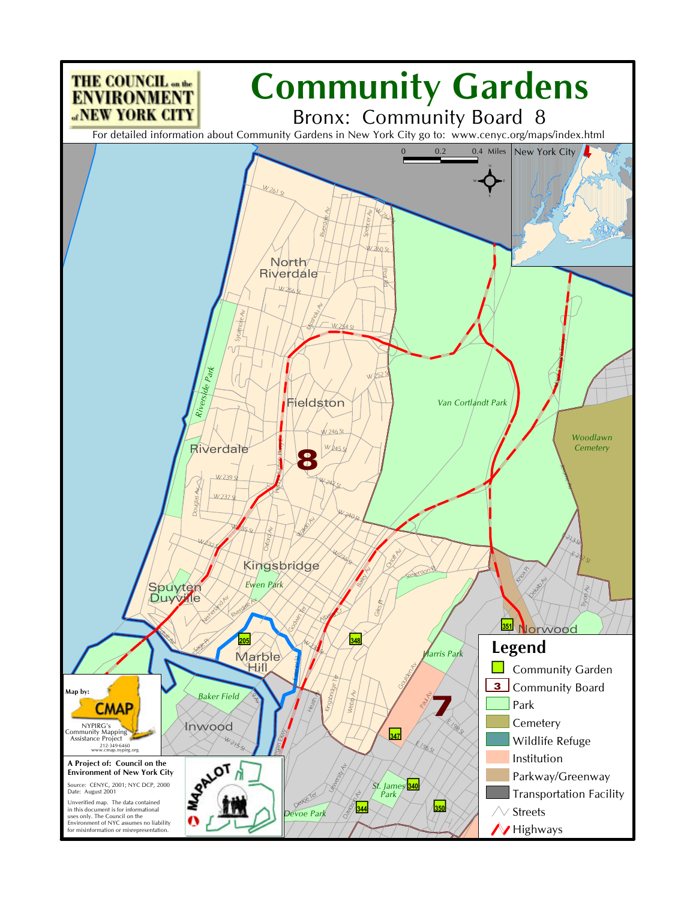THE COUNCIL on the ENVIRONMENT of NEW YORK CITY

# Community Gardens

## Bronx: Community Board 8

For detailed information about Community Gardens in New York City go to: www.cenyc.org/maps/index.html

## Legend

- Community Garden
- Community Board
- Park
- Cemetery
- Wildlife Refuge
- Institution
- Parkway/Greenway
- Transportation Facility
- Streets
- Highways

Map by: CMAP — NYPIRG's Community Mapping Assistance Project — 212-349-6460 — www.cmap.nypirg.org

**A Project of: Council on the Environment of New York City**

Source: CENYC, 2001; NYC DCP, 2000
Date: August 2001

Unverified map. The data contained in this document is for informational uses only. The Council on the Environment of NYC assumes no liability for misinformation or misrepresentation.

MAPALOT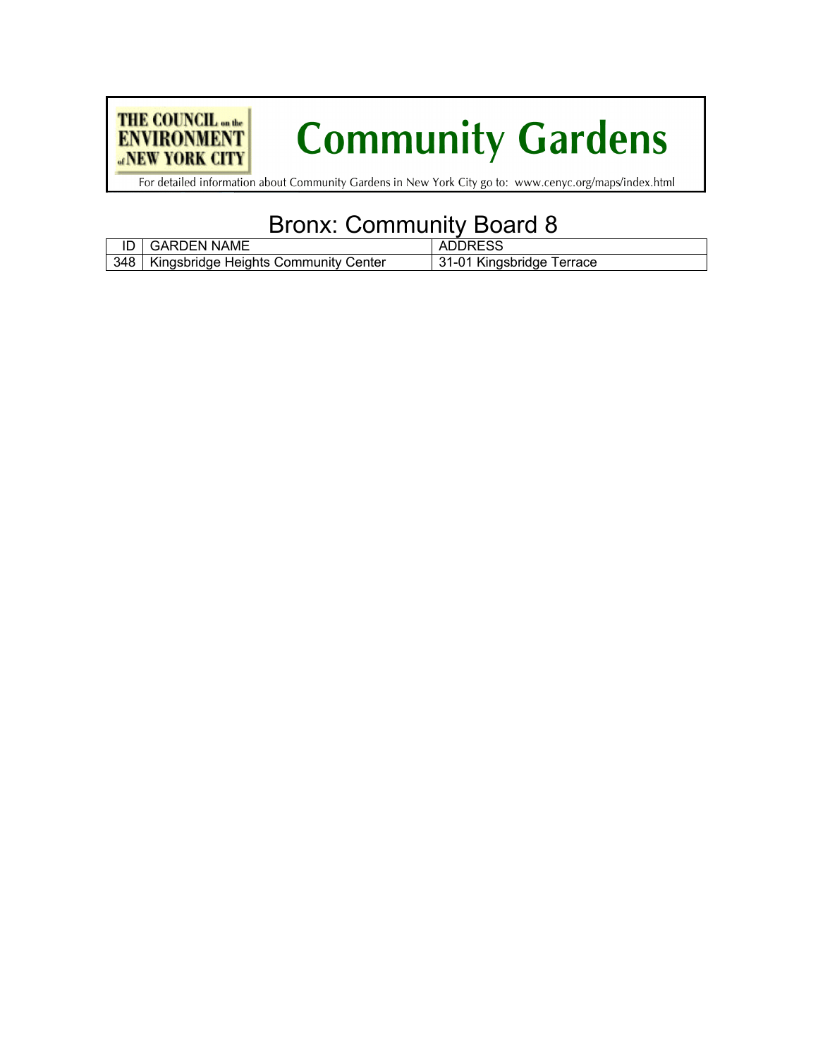THE COUNCIL on the ENVIRONMENT of NEW YORK CITY

# Community Gardens

For detailed information about Community Gardens in New York City go to: www.cenyc.org/maps/index.html

## Bronx: Community Board 8

| ID | GARDEN NAME | ADDRESS |
|---|---|---|
| 348 | Kingsbridge Heights Community Center | 31-01 Kingsbridge Terrace |